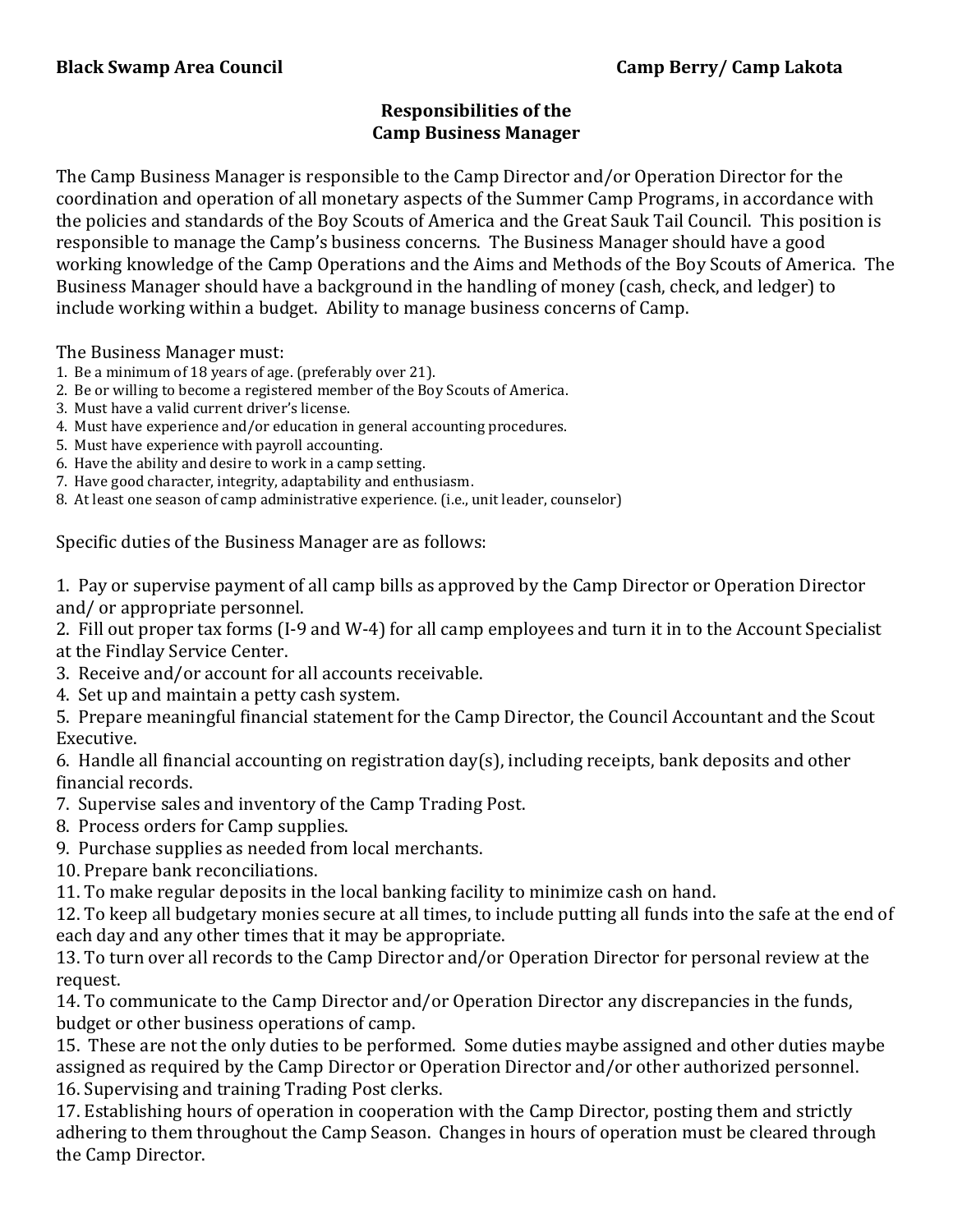**Black Swamp Area Council** **Camp Berry/ Camp Lakota**

## Responsibilities of the Camp Business Manager

The Camp Business Manager is responsible to the Camp Director and/or Operation Director for the coordination and operation of all monetary aspects of the Summer Camp Programs, in accordance with the policies and standards of the Boy Scouts of America and the Great Sauk Tail Council. This position is responsible to manage the Camp's business concerns. The Business Manager should have a good working knowledge of the Camp Operations and the Aims and Methods of the Boy Scouts of America. The Business Manager should have a background in the handling of money (cash, check, and ledger) to include working within a budget. Ability to manage business concerns of Camp.

The Business Manager must:

1. Be a minimum of 18 years of age. (preferably over 21).
2. Be or willing to become a registered member of the Boy Scouts of America.
3. Must have a valid current driver's license.
4. Must have experience and/or education in general accounting procedures.
5. Must have experience with payroll accounting.
6. Have the ability and desire to work in a camp setting.
7. Have good character, integrity, adaptability and enthusiasm.
8. At least one season of camp administrative experience. (i.e., unit leader, counselor)

Specific duties of the Business Manager are as follows:

1. Pay or supervise payment of all camp bills as approved by the Camp Director or Operation Director and/ or appropriate personnel.
2. Fill out proper tax forms (I-9 and W-4) for all camp employees and turn it in to the Account Specialist at the Findlay Service Center.
3. Receive and/or account for all accounts receivable.
4. Set up and maintain a petty cash system.
5. Prepare meaningful financial statement for the Camp Director, the Council Accountant and the Scout Executive.
6. Handle all financial accounting on registration day(s), including receipts, bank deposits and other financial records.
7. Supervise sales and inventory of the Camp Trading Post.
8. Process orders for Camp supplies.
9. Purchase supplies as needed from local merchants.
10. Prepare bank reconciliations.
11. To make regular deposits in the local banking facility to minimize cash on hand.
12. To keep all budgetary monies secure at all times, to include putting all funds into the safe at the end of each day and any other times that it may be appropriate.
13. To turn over all records to the Camp Director and/or Operation Director for personal review at the request.
14. To communicate to the Camp Director and/or Operation Director any discrepancies in the funds, budget or other business operations of camp.
15. These are not the only duties to be performed. Some duties maybe assigned and other duties maybe assigned as required by the Camp Director or Operation Director and/or other authorized personnel.
16. Supervising and training Trading Post clerks.
17. Establishing hours of operation in cooperation with the Camp Director, posting them and strictly adhering to them throughout the Camp Season. Changes in hours of operation must be cleared through the Camp Director.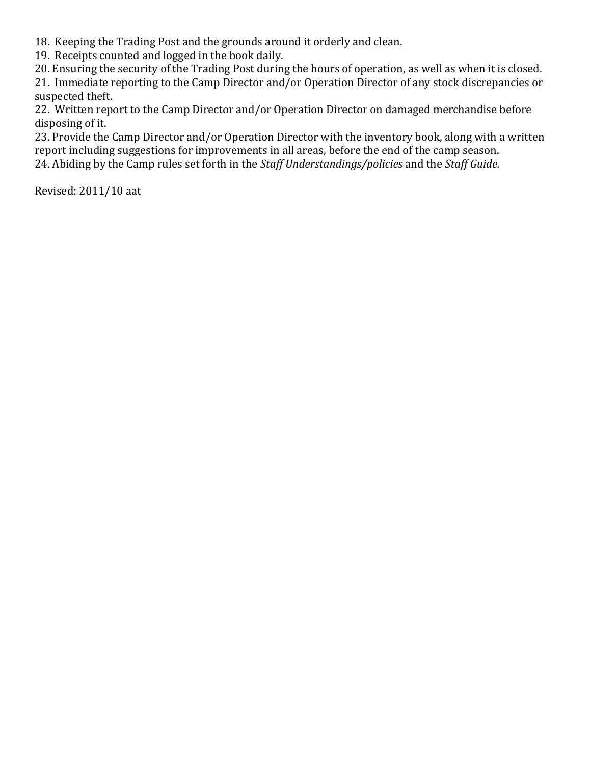18. Keeping the Trading Post and the grounds around it orderly and clean.
19. Receipts counted and logged in the book daily.
20. Ensuring the security of the Trading Post during the hours of operation, as well as when it is closed.
21. Immediate reporting to the Camp Director and/or Operation Director of any stock discrepancies or suspected theft.
22. Written report to the Camp Director and/or Operation Director on damaged merchandise before disposing of it.
23. Provide the Camp Director and/or Operation Director with the inventory book, along with a written report including suggestions for improvements in all areas, before the end of the camp season.
24. Abiding by the Camp rules set forth in the *Staff Understandings/policies* and the *Staff Guide.*

Revised: 2011/10 aat